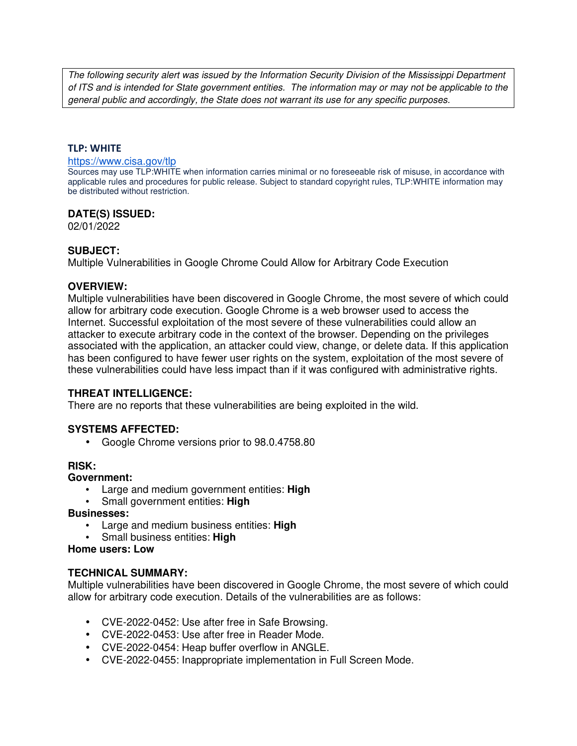*The following security alert was issued by the Information Security Division of the Mississippi Department of ITS and is intended for State government entities. The information may or may not be applicable to the general public and accordingly, the State does not warrant its use for any specific purposes.*

**TLP: WHITE**

https://www.cisa.gov/tlp

Sources may use TLP:WHITE when information carries minimal or no foreseeable risk of misuse, in accordance with applicable rules and procedures for public release. Subject to standard copyright rules, TLP:WHITE information may be distributed without restriction.

**DATE(S) ISSUED:**

02/01/2022

**SUBJECT:**

Multiple Vulnerabilities in Google Chrome Could Allow for Arbitrary Code Execution

**OVERVIEW:**

Multiple vulnerabilities have been discovered in Google Chrome, the most severe of which could allow for arbitrary code execution. Google Chrome is a web browser used to access the Internet. Successful exploitation of the most severe of these vulnerabilities could allow an attacker to execute arbitrary code in the context of the browser. Depending on the privileges associated with the application, an attacker could view, change, or delete data. If this application has been configured to have fewer user rights on the system, exploitation of the most severe of these vulnerabilities could have less impact than if it was configured with administrative rights.

**THREAT INTELLIGENCE:**

There are no reports that these vulnerabilities are being exploited in the wild.

**SYSTEMS AFFECTED:**

- Google Chrome versions prior to 98.0.4758.80

**RISK:**

**Government:**

- Large and medium government entities: **High**
- Small government entities: **High**

**Businesses:**

- Large and medium business entities: **High**
- Small business entities: **High**

**Home users: Low**

**TECHNICAL SUMMARY:**

Multiple vulnerabilities have been discovered in Google Chrome, the most severe of which could allow for arbitrary code execution. Details of the vulnerabilities are as follows:

- CVE-2022-0452: Use after free in Safe Browsing.
- CVE-2022-0453: Use after free in Reader Mode.
- CVE-2022-0454: Heap buffer overflow in ANGLE.
- CVE-2022-0455: Inappropriate implementation in Full Screen Mode.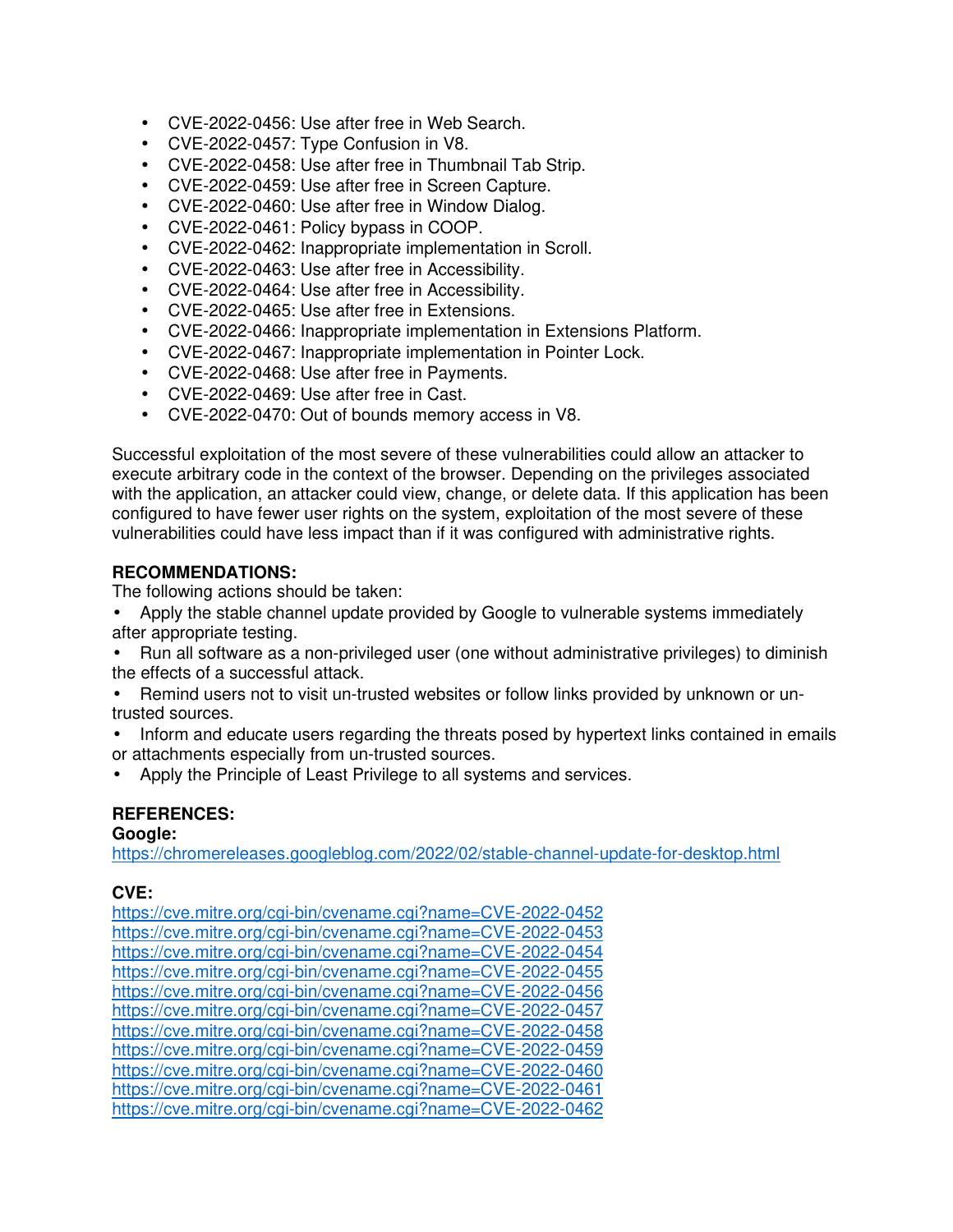- CVE-2022-0456: Use after free in Web Search.
- CVE-2022-0457: Type Confusion in V8.
- CVE-2022-0458: Use after free in Thumbnail Tab Strip.
- CVE-2022-0459: Use after free in Screen Capture.
- CVE-2022-0460: Use after free in Window Dialog.
- CVE-2022-0461: Policy bypass in COOP.
- CVE-2022-0462: Inappropriate implementation in Scroll.
- CVE-2022-0463: Use after free in Accessibility.
- CVE-2022-0464: Use after free in Accessibility.
- CVE-2022-0465: Use after free in Extensions.
- CVE-2022-0466: Inappropriate implementation in Extensions Platform.
- CVE-2022-0467: Inappropriate implementation in Pointer Lock.
- CVE-2022-0468: Use after free in Payments.
- CVE-2022-0469: Use after free in Cast.
- CVE-2022-0470: Out of bounds memory access in V8.

Successful exploitation of the most severe of these vulnerabilities could allow an attacker to execute arbitrary code in the context of the browser. Depending on the privileges associated with the application, an attacker could view, change, or delete data. If this application has been configured to have fewer user rights on the system, exploitation of the most severe of these vulnerabilities could have less impact than if it was configured with administrative rights.

**RECOMMENDATIONS:**

The following actions should be taken:

- Apply the stable channel update provided by Google to vulnerable systems immediately after appropriate testing.
- Run all software as a non-privileged user (one without administrative privileges) to diminish the effects of a successful attack.
- Remind users not to visit un-trusted websites or follow links provided by unknown or un-trusted sources.
- Inform and educate users regarding the threats posed by hypertext links contained in emails or attachments especially from un-trusted sources.
- Apply the Principle of Least Privilege to all systems and services.

**REFERENCES:**

**Google:**

https://chromereleases.googleblog.com/2022/02/stable-channel-update-for-desktop.html

**CVE:**

https://cve.mitre.org/cgi-bin/cvename.cgi?name=CVE-2022-0452
https://cve.mitre.org/cgi-bin/cvename.cgi?name=CVE-2022-0453
https://cve.mitre.org/cgi-bin/cvename.cgi?name=CVE-2022-0454
https://cve.mitre.org/cgi-bin/cvename.cgi?name=CVE-2022-0455
https://cve.mitre.org/cgi-bin/cvename.cgi?name=CVE-2022-0456
https://cve.mitre.org/cgi-bin/cvename.cgi?name=CVE-2022-0457
https://cve.mitre.org/cgi-bin/cvename.cgi?name=CVE-2022-0458
https://cve.mitre.org/cgi-bin/cvename.cgi?name=CVE-2022-0459
https://cve.mitre.org/cgi-bin/cvename.cgi?name=CVE-2022-0460
https://cve.mitre.org/cgi-bin/cvename.cgi?name=CVE-2022-0461
https://cve.mitre.org/cgi-bin/cvename.cgi?name=CVE-2022-0462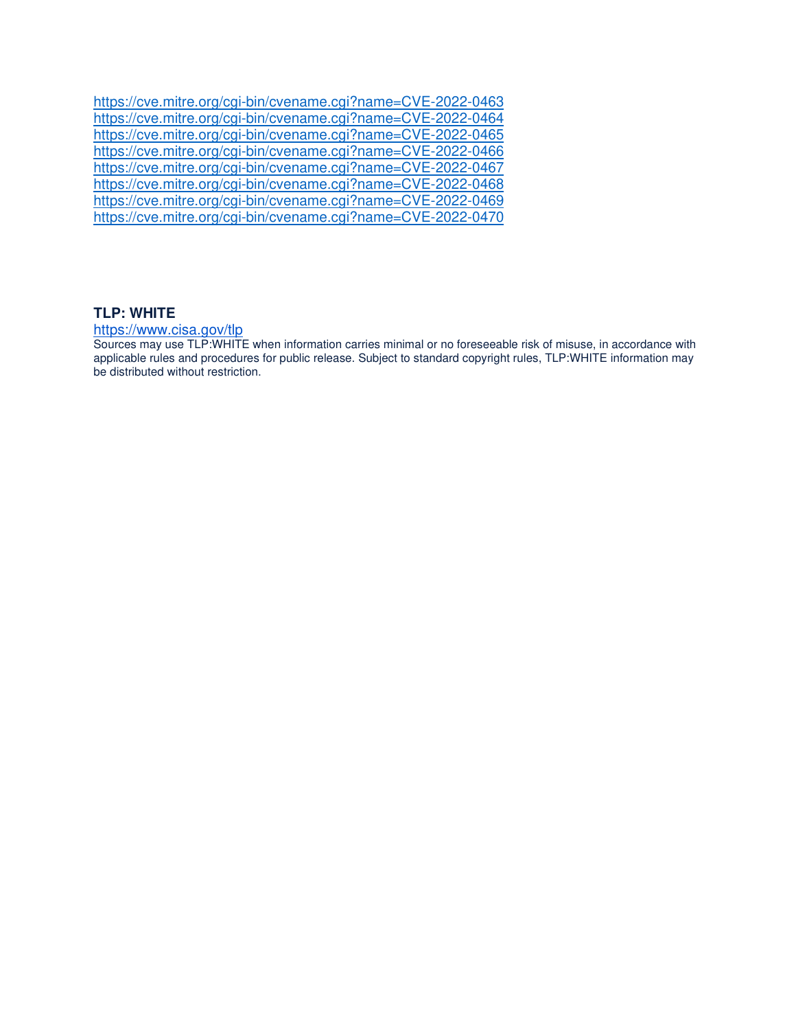https://cve.mitre.org/cgi-bin/cvename.cgi?name=CVE-2022-0463
https://cve.mitre.org/cgi-bin/cvename.cgi?name=CVE-2022-0464
https://cve.mitre.org/cgi-bin/cvename.cgi?name=CVE-2022-0465
https://cve.mitre.org/cgi-bin/cvename.cgi?name=CVE-2022-0466
https://cve.mitre.org/cgi-bin/cvename.cgi?name=CVE-2022-0467
https://cve.mitre.org/cgi-bin/cvename.cgi?name=CVE-2022-0468
https://cve.mitre.org/cgi-bin/cvename.cgi?name=CVE-2022-0469
https://cve.mitre.org/cgi-bin/cvename.cgi?name=CVE-2022-0470

**TLP: WHITE**

https://www.cisa.gov/tlp

Sources may use TLP:WHITE when information carries minimal or no foreseeable risk of misuse, in accordance with applicable rules and procedures for public release. Subject to standard copyright rules, TLP:WHITE information may be distributed without restriction.